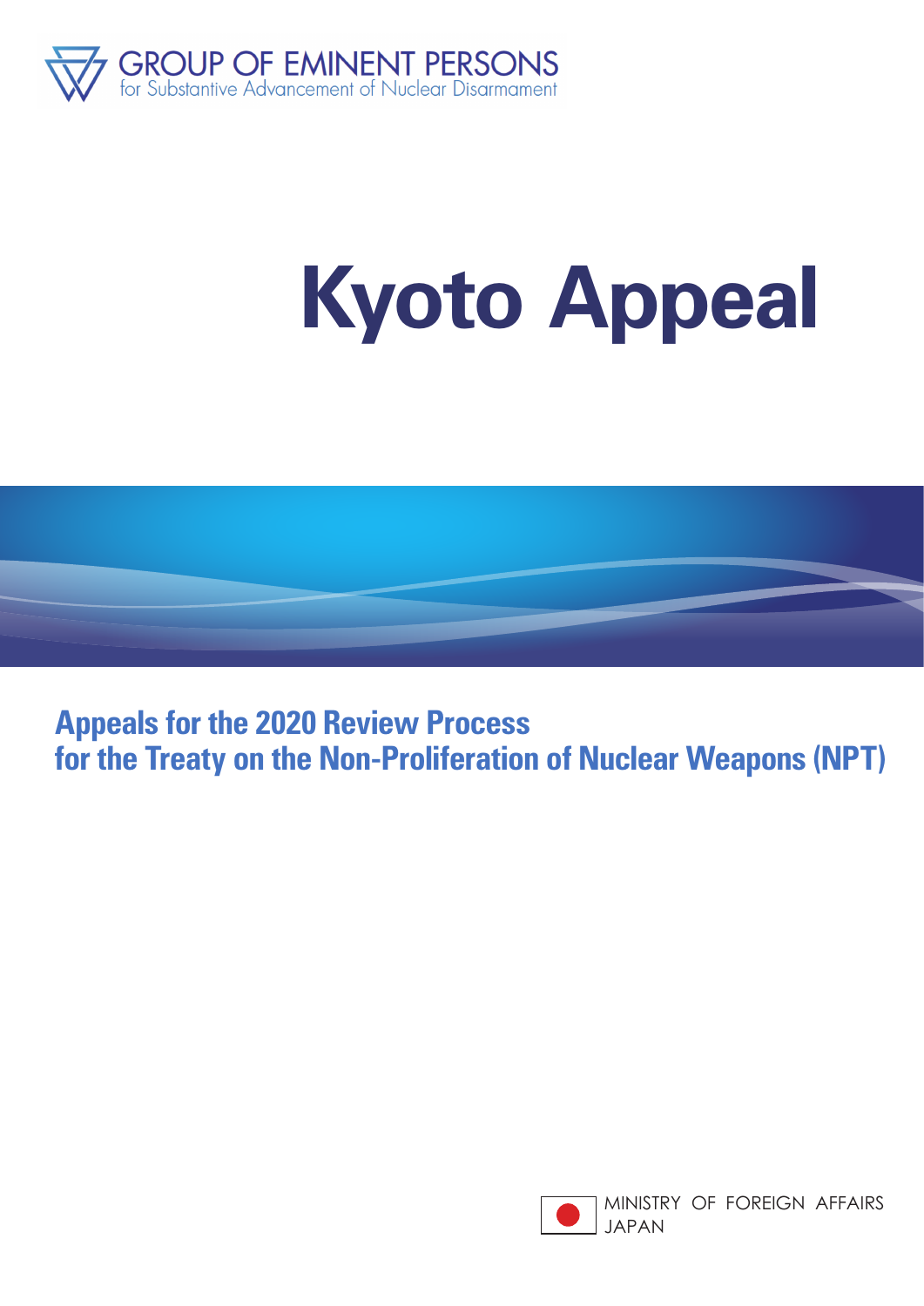GROUP OF EMINENT PERSONS
for Substantive Advancement of Nuclear Disarmament

# Kyoto Appeal

## Appeals for the 2020 Review Process for the Treaty on the Non-Proliferation of Nuclear Weapons (NPT)

MINISTRY OF FOREIGN AFFAIRS
JAPAN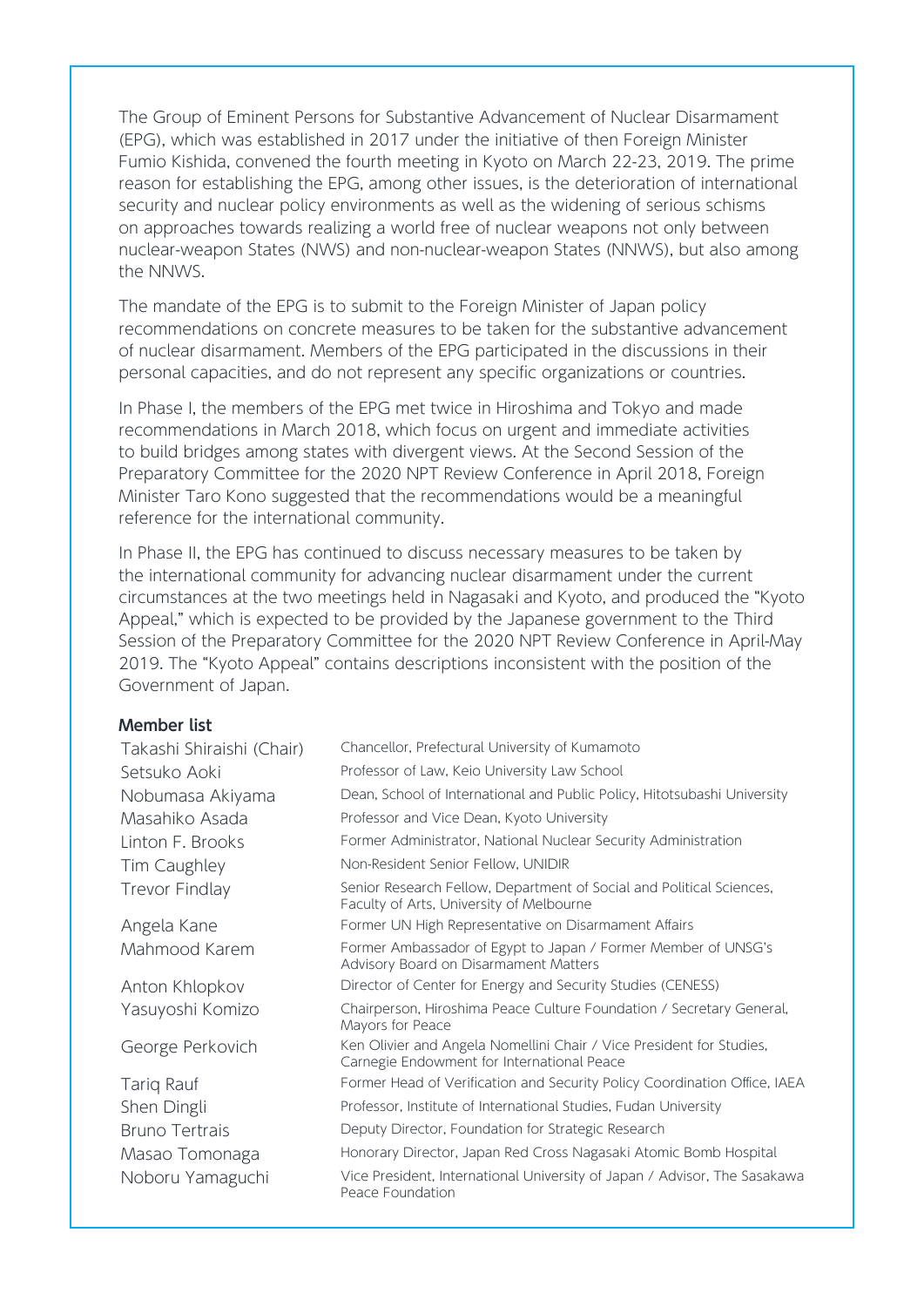The Group of Eminent Persons for Substantive Advancement of Nuclear Disarmament (EPG), which was established in 2017 under the initiative of then Foreign Minister Fumio Kishida, convened the fourth meeting in Kyoto on March 22-23, 2019. The prime reason for establishing the EPG, among other issues, is the deterioration of international security and nuclear policy environments as well as the widening of serious schisms on approaches towards realizing a world free of nuclear weapons not only between nuclear-weapon States (NWS) and non-nuclear-weapon States (NNWS), but also among the NNWS.

The mandate of the EPG is to submit to the Foreign Minister of Japan policy recommendations on concrete measures to be taken for the substantive advancement of nuclear disarmament. Members of the EPG participated in the discussions in their personal capacities, and do not represent any specific organizations or countries.

In Phase I, the members of the EPG met twice in Hiroshima and Tokyo and made recommendations in March 2018, which focus on urgent and immediate activities to build bridges among states with divergent views. At the Second Session of the Preparatory Committee for the 2020 NPT Review Conference in April 2018, Foreign Minister Taro Kono suggested that the recommendations would be a meaningful reference for the international community.

In Phase II, the EPG has continued to discuss necessary measures to be taken by the international community for advancing nuclear disarmament under the current circumstances at the two meetings held in Nagasaki and Kyoto, and produced the "Kyoto Appeal," which is expected to be provided by the Japanese government to the Third Session of the Preparatory Committee for the 2020 NPT Review Conference in April-May 2019. The "Kyoto Appeal" contains descriptions inconsistent with the position of the Government of Japan.

**Member list**

| | |
|---|---|
| Takashi Shiraishi (Chair) | Chancellor, Prefectural University of Kumamoto |
| Setsuko Aoki | Professor of Law, Keio University Law School |
| Nobumasa Akiyama | Dean, School of International and Public Policy, Hitotsubashi University |
| Masahiko Asada | Professor and Vice Dean, Kyoto University |
| Linton F. Brooks | Former Administrator, National Nuclear Security Administration |
| Tim Caughley | Non-Resident Senior Fellow, UNIDIR |
| Trevor Findlay | Senior Research Fellow, Department of Social and Political Sciences, Faculty of Arts, University of Melbourne |
| Angela Kane | Former UN High Representative on Disarmament Affairs |
| Mahmood Karem | Former Ambassador of Egypt to Japan / Former Member of UNSG's Advisory Board on Disarmament Matters |
| Anton Khlopkov | Director of Center for Energy and Security Studies (CENESS) |
| Yasuyoshi Komizo | Chairperson, Hiroshima Peace Culture Foundation / Secretary General, Mayors for Peace |
| George Perkovich | Ken Olivier and Angela Nomellini Chair / Vice President for Studies, Carnegie Endowment for International Peace |
| Tariq Rauf | Former Head of Verification and Security Policy Coordination Office, IAEA |
| Shen Dingli | Professor, Institute of International Studies, Fudan University |
| Bruno Tertrais | Deputy Director, Foundation for Strategic Research |
| Masao Tomonaga | Honorary Director, Japan Red Cross Nagasaki Atomic Bomb Hospital |
| Noboru Yamaguchi | Vice President, International University of Japan / Advisor, The Sasakawa Peace Foundation |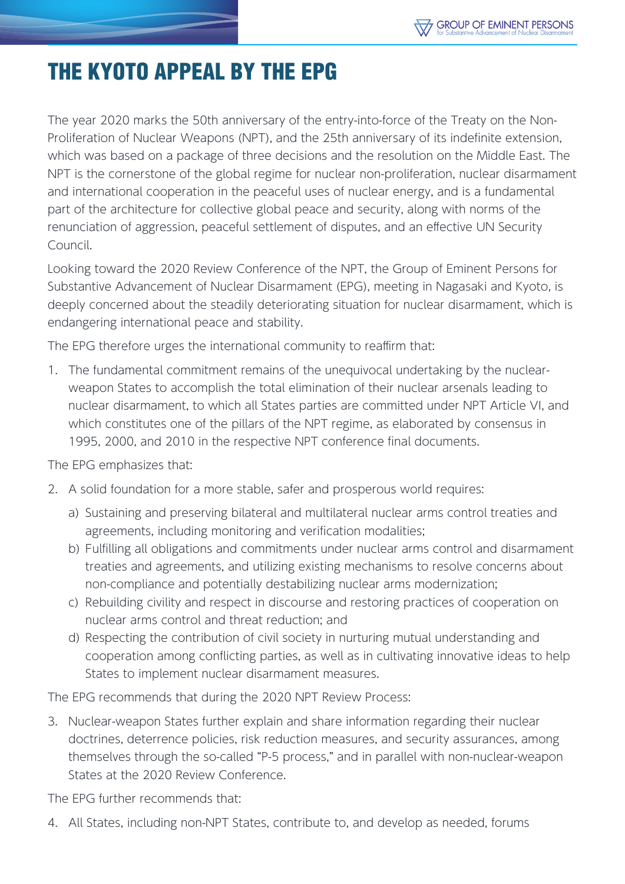# THE KYOTO APPEAL BY THE EPG

The year 2020 marks the 50th anniversary of the entry-into-force of the Treaty on the Non-Proliferation of Nuclear Weapons (NPT), and the 25th anniversary of its indefinite extension, which was based on a package of three decisions and the resolution on the Middle East. The NPT is the cornerstone of the global regime for nuclear non-proliferation, nuclear disarmament and international cooperation in the peaceful uses of nuclear energy, and is a fundamental part of the architecture for collective global peace and security, along with norms of the renunciation of aggression, peaceful settlement of disputes, and an effective UN Security Council.

Looking toward the 2020 Review Conference of the NPT, the Group of Eminent Persons for Substantive Advancement of Nuclear Disarmament (EPG), meeting in Nagasaki and Kyoto, is deeply concerned about the steadily deteriorating situation for nuclear disarmament, which is endangering international peace and stability.

The EPG therefore urges the international community to reaffirm that:

1. The fundamental commitment remains of the unequivocal undertaking by the nuclear-weapon States to accomplish the total elimination of their nuclear arsenals leading to nuclear disarmament, to which all States parties are committed under NPT Article VI, and which constitutes one of the pillars of the NPT regime, as elaborated by consensus in 1995, 2000, and 2010 in the respective NPT conference final documents.

The EPG emphasizes that:

2. A solid foundation for a more stable, safer and prosperous world requires:
   a) Sustaining and preserving bilateral and multilateral nuclear arms control treaties and agreements, including monitoring and verification modalities;
   b) Fulfilling all obligations and commitments under nuclear arms control and disarmament treaties and agreements, and utilizing existing mechanisms to resolve concerns about non-compliance and potentially destabilizing nuclear arms modernization;
   c) Rebuilding civility and respect in discourse and restoring practices of cooperation on nuclear arms control and threat reduction; and
   d) Respecting the contribution of civil society in nurturing mutual understanding and cooperation among conflicting parties, as well as in cultivating innovative ideas to help States to implement nuclear disarmament measures.

The EPG recommends that during the 2020 NPT Review Process:

3. Nuclear-weapon States further explain and share information regarding their nuclear doctrines, deterrence policies, risk reduction measures, and security assurances, among themselves through the so-called "P-5 process," and in parallel with non-nuclear-weapon States at the 2020 Review Conference.

The EPG further recommends that:

4. All States, including non-NPT States, contribute to, and develop as needed, forums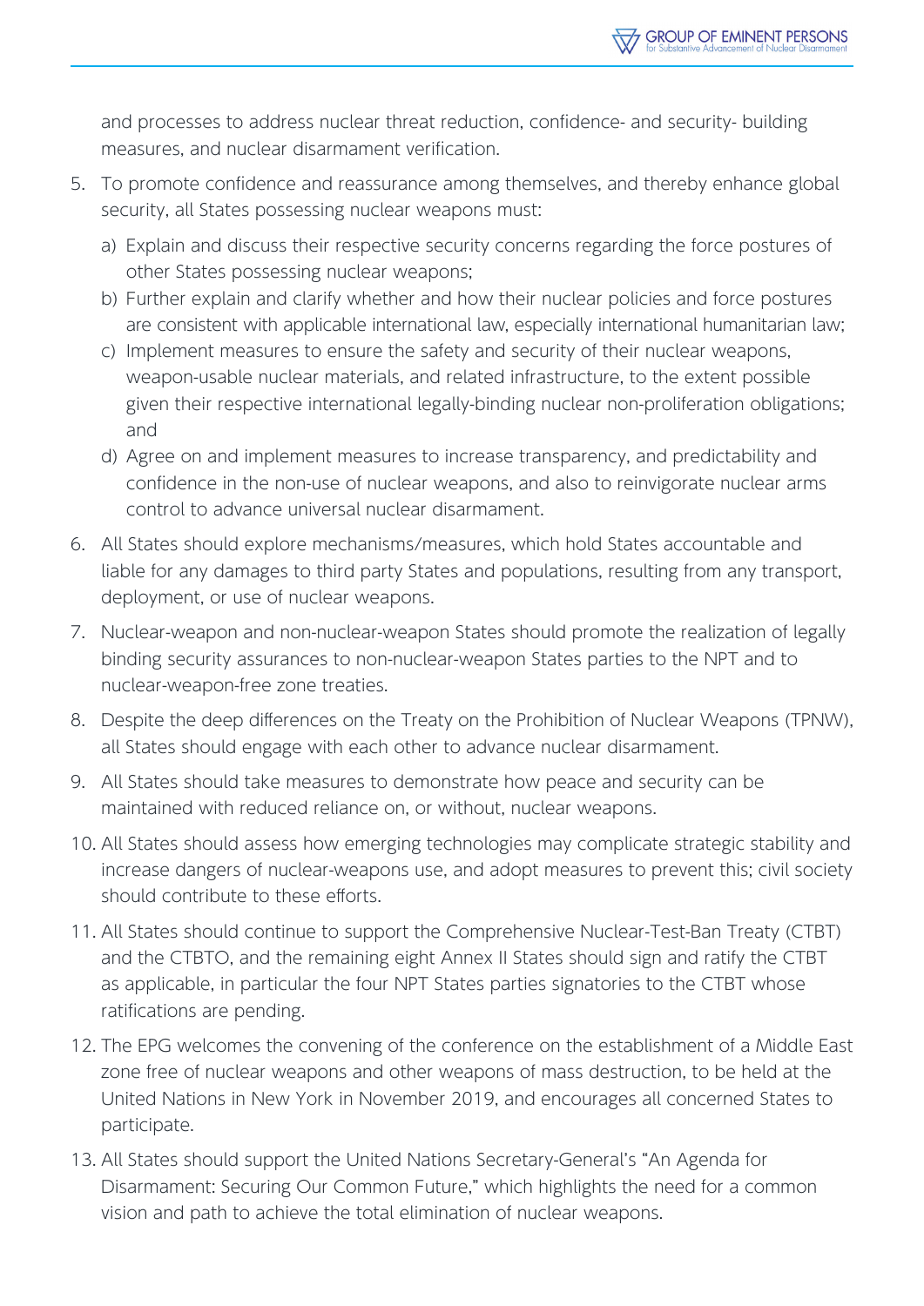and processes to address nuclear threat reduction, confidence- and security- building measures, and nuclear disarmament verification.

5. To promote confidence and reassurance among themselves, and thereby enhance global security, all States possessing nuclear weapons must:
   a) Explain and discuss their respective security concerns regarding the force postures of other States possessing nuclear weapons;
   b) Further explain and clarify whether and how their nuclear policies and force postures are consistent with applicable international law, especially international humanitarian law;
   c) Implement measures to ensure the safety and security of their nuclear weapons, weapon-usable nuclear materials, and related infrastructure, to the extent possible given their respective international legally-binding nuclear non-proliferation obligations; and
   d) Agree on and implement measures to increase transparency, and predictability and confidence in the non-use of nuclear weapons, and also to reinvigorate nuclear arms control to advance universal nuclear disarmament.
6. All States should explore mechanisms/measures, which hold States accountable and liable for any damages to third party States and populations, resulting from any transport, deployment, or use of nuclear weapons.
7. Nuclear-weapon and non-nuclear-weapon States should promote the realization of legally binding security assurances to non-nuclear-weapon States parties to the NPT and to nuclear-weapon-free zone treaties.
8. Despite the deep differences on the Treaty on the Prohibition of Nuclear Weapons (TPNW), all States should engage with each other to advance nuclear disarmament.
9. All States should take measures to demonstrate how peace and security can be maintained with reduced reliance on, or without, nuclear weapons.
10. All States should assess how emerging technologies may complicate strategic stability and increase dangers of nuclear-weapons use, and adopt measures to prevent this; civil society should contribute to these efforts.
11. All States should continue to support the Comprehensive Nuclear-Test-Ban Treaty (CTBT) and the CTBTO, and the remaining eight Annex II States should sign and ratify the CTBT as applicable, in particular the four NPT States parties signatories to the CTBT whose ratifications are pending.
12. The EPG welcomes the convening of the conference on the establishment of a Middle East zone free of nuclear weapons and other weapons of mass destruction, to be held at the United Nations in New York in November 2019, and encourages all concerned States to participate.
13. All States should support the United Nations Secretary-General's "An Agenda for Disarmament: Securing Our Common Future," which highlights the need for a common vision and path to achieve the total elimination of nuclear weapons.